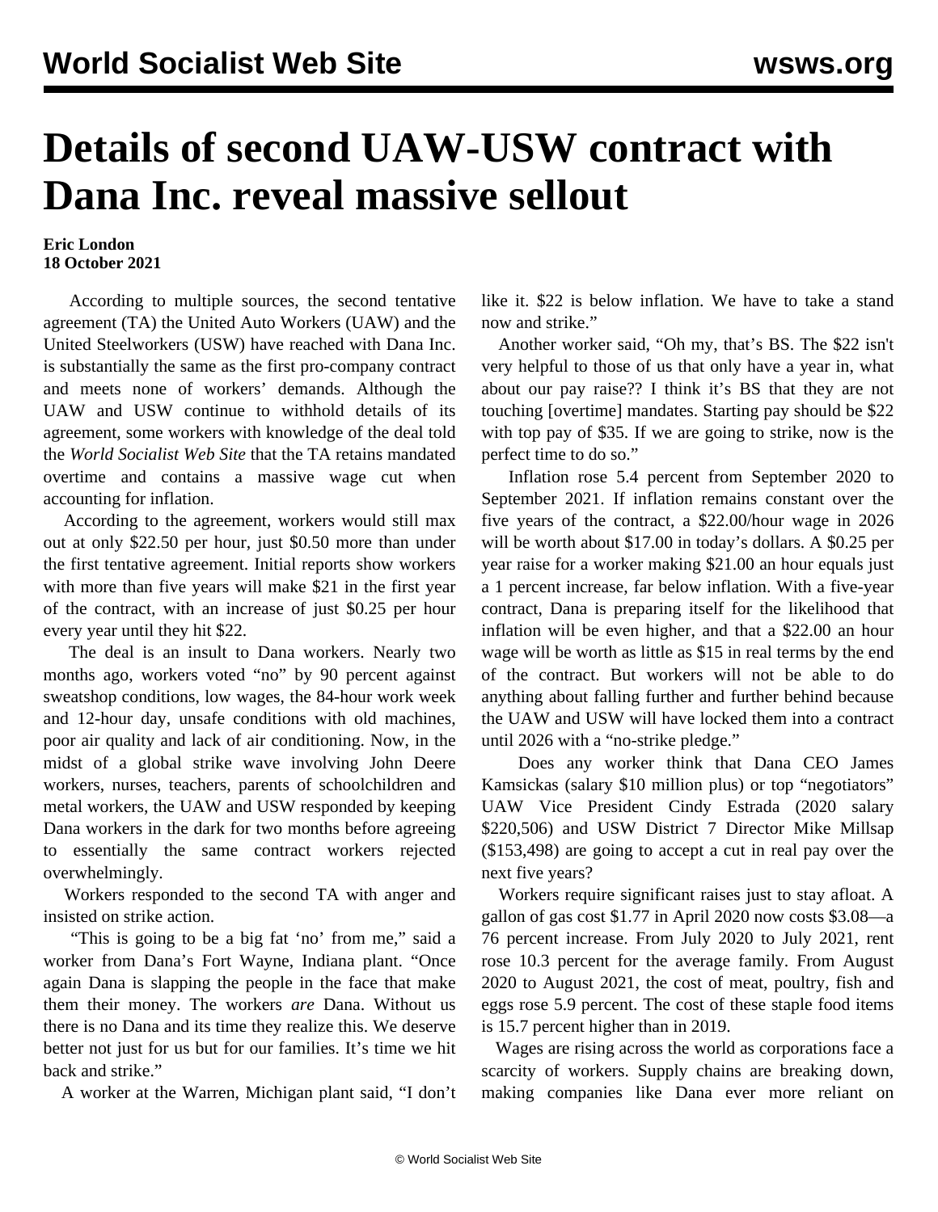# Details of second UAW-USW contract with Dana Inc. reveal massive sellout

**Eric London**
**18 October 2021**

According to multiple sources, the second tentative agreement (TA) the United Auto Workers (UAW) and the United Steelworkers (USW) have reached with Dana Inc. is substantially the same as the first pro-company contract and meets none of workers' demands. Although the UAW and USW continue to withhold details of its agreement, some workers with knowledge of the deal told the *World Socialist Web Site* that the TA retains mandated overtime and contains a massive wage cut when accounting for inflation.

According to the agreement, workers would still max out at only $22.50 per hour, just $0.50 more than under the first tentative agreement. Initial reports show workers with more than five years will make $21 in the first year of the contract, with an increase of just $0.25 per hour every year until they hit $22.

The deal is an insult to Dana workers. Nearly two months ago, workers voted "no" by 90 percent against sweatshop conditions, low wages, the 84-hour work week and 12-hour day, unsafe conditions with old machines, poor air quality and lack of air conditioning. Now, in the midst of a global strike wave involving John Deere workers, nurses, teachers, parents of schoolchildren and metal workers, the UAW and USW responded by keeping Dana workers in the dark for two months before agreeing to essentially the same contract workers rejected overwhelmingly.

Workers responded to the second TA with anger and insisted on strike action.

"This is going to be a big fat 'no' from me," said a worker from Dana's Fort Wayne, Indiana plant. "Once again Dana is slapping the people in the face that make them their money. The workers *are* Dana. Without us there is no Dana and its time they realize this. We deserve better not just for us but for our families. It's time we hit back and strike."

A worker at the Warren, Michigan plant said, "I don't like it. $22 is below inflation. We have to take a stand now and strike."

Another worker said, "Oh my, that's BS. The $22 isn't very helpful to those of us that only have a year in, what about our pay raise?? I think it's BS that they are not touching [overtime] mandates. Starting pay should be $22 with top pay of $35. If we are going to strike, now is the perfect time to do so."

Inflation rose 5.4 percent from September 2020 to September 2021. If inflation remains constant over the five years of the contract, a $22.00/hour wage in 2026 will be worth about $17.00 in today's dollars. A $0.25 per year raise for a worker making $21.00 an hour equals just a 1 percent increase, far below inflation. With a five-year contract, Dana is preparing itself for the likelihood that inflation will be even higher, and that a $22.00 an hour wage will be worth as little as $15 in real terms by the end of the contract. But workers will not be able to do anything about falling further and further behind because the UAW and USW will have locked them into a contract until 2026 with a "no-strike pledge."

Does any worker think that Dana CEO James Kamsickas (salary $10 million plus) or top "negotiators" UAW Vice President Cindy Estrada (2020 salary $220,506) and USW District 7 Director Mike Millsap ($153,498) are going to accept a cut in real pay over the next five years?

Workers require significant raises just to stay afloat. A gallon of gas cost $1.77 in April 2020 now costs $3.08—a 76 percent increase. From July 2020 to July 2021, rent rose 10.3 percent for the average family. From August 2020 to August 2021, the cost of meat, poultry, fish and eggs rose 5.9 percent. The cost of these staple food items is 15.7 percent higher than in 2019.

Wages are rising across the world as corporations face a scarcity of workers. Supply chains are breaking down, making companies like Dana ever more reliant on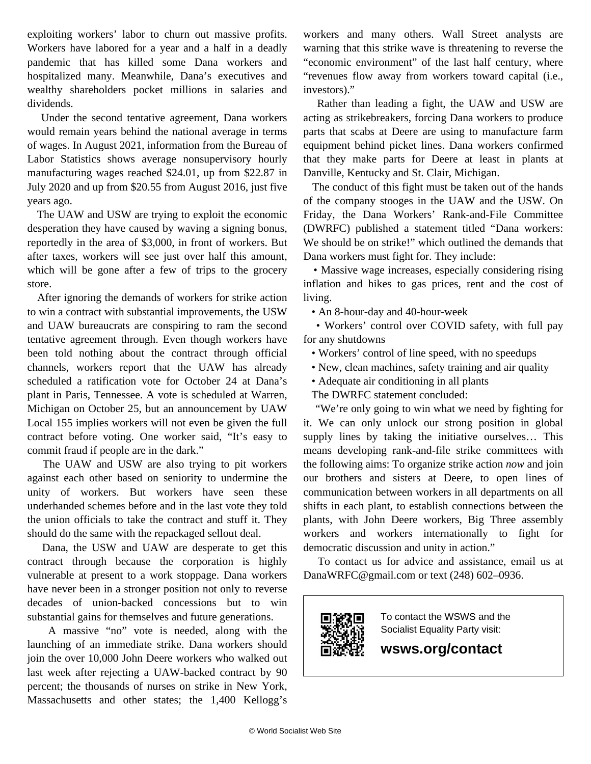exploiting workers' labor to churn out massive profits. Workers have labored for a year and a half in a deadly pandemic that has killed some Dana workers and hospitalized many. Meanwhile, Dana's executives and wealthy shareholders pocket millions in salaries and dividends.

Under the second tentative agreement, Dana workers would remain years behind the national average in terms of wages. In August 2021, information from the Bureau of Labor Statistics shows average nonsupervisory hourly manufacturing wages reached $24.01, up from $22.87 in July 2020 and up from $20.55 from August 2016, just five years ago.

The UAW and USW are trying to exploit the economic desperation they have caused by waving a signing bonus, reportedly in the area of $3,000, in front of workers. But after taxes, workers will see just over half this amount, which will be gone after a few of trips to the grocery store.

After ignoring the demands of workers for strike action to win a contract with substantial improvements, the USW and UAW bureaucrats are conspiring to ram the second tentative agreement through. Even though workers have been told nothing about the contract through official channels, workers report that the UAW has already scheduled a ratification vote for October 24 at Dana's plant in Paris, Tennessee. A vote is scheduled at Warren, Michigan on October 25, but an announcement by UAW Local 155 implies workers will not even be given the full contract before voting. One worker said, "It's easy to commit fraud if people are in the dark."

The UAW and USW are also trying to pit workers against each other based on seniority to undermine the unity of workers. But workers have seen these underhanded schemes before and in the last vote they told the union officials to take the contract and stuff it. They should do the same with the repackaged sellout deal.

Dana, the USW and UAW are desperate to get this contract through because the corporation is highly vulnerable at present to a work stoppage. Dana workers have never been in a stronger position not only to reverse decades of union-backed concessions but to win substantial gains for themselves and future generations.

A massive "no" vote is needed, along with the launching of an immediate strike. Dana workers should join the over 10,000 John Deere workers who walked out last week after rejecting a UAW-backed contract by 90 percent; the thousands of nurses on strike in New York, Massachusetts and other states; the 1,400 Kellogg's workers and many others. Wall Street analysts are warning that this strike wave is threatening to reverse the "economic environment" of the last half century, where "revenues flow away from workers toward capital (i.e., investors)."

Rather than leading a fight, the UAW and USW are acting as strikebreakers, forcing Dana workers to produce parts that scabs at Deere are using to manufacture farm equipment behind picket lines. Dana workers confirmed that they make parts for Deere at least in plants at Danville, Kentucky and St. Clair, Michigan.

The conduct of this fight must be taken out of the hands of the company stooges in the UAW and the USW. On Friday, the Dana Workers' Rank-and-File Committee (DWRFC) published a statement titled "Dana workers: We should be on strike!" which outlined the demands that Dana workers must fight for. They include:

- Massive wage increases, especially considering rising inflation and hikes to gas prices, rent and the cost of living.
- An 8-hour-day and 40-hour-week
- Workers' control over COVID safety, with full pay for any shutdowns
- Workers' control of line speed, with no speedups
- New, clean machines, safety training and air quality
- Adequate air conditioning in all plants

The DWRFC statement concluded:

"We're only going to win what we need by fighting for it. We can only unlock our strong position in global supply lines by taking the initiative ourselves… This means developing rank-and-file strike committees with the following aims: To organize strike action *now* and join our brothers and sisters at Deere, to open lines of communication between workers in all departments on all shifts in each plant, to establish connections between the plants, with John Deere workers, Big Three assembly workers and workers internationally to fight for democratic discussion and unity in action."

To contact us for advice and assistance, email us at DanaWRFC@gmail.com or text (248) 602–0936.

To contact the WSWS and the Socialist Equality Party visit:

**wsws.org/contact**